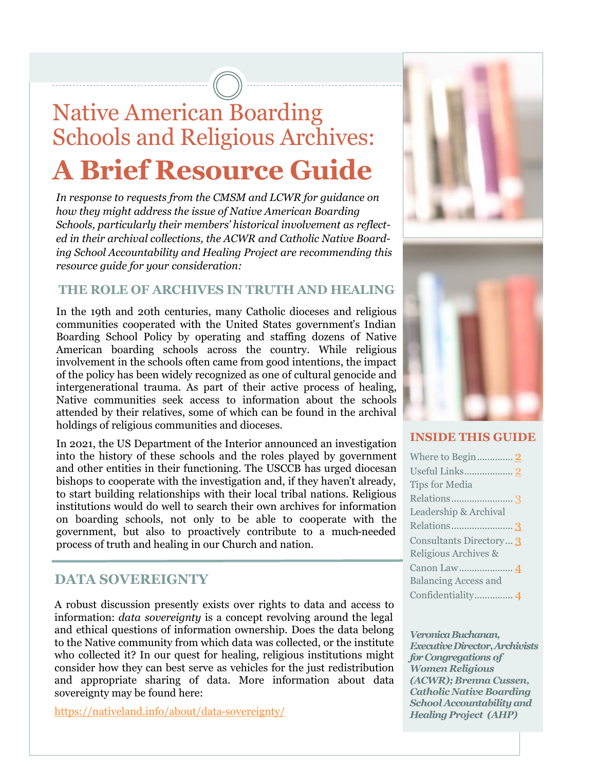# Native American Boarding Schools and Religious Archives:

# **A Brief Resource Guide**

*In response to requests from the CMSM and LCWR for guidance on how they might address the issue of Native American Boarding Schools, particularly their members' historical involvement as reflected in their archival collections, the ACWR and Catholic Native Boarding School Accountability and Healing Project are recommending this resource guide for your consideration:*

## THE ROLE OF ARCHIVES IN TRUTH AND HEALING

In the 19th and 20th centuries, many Catholic dioceses and religious communities cooperated with the United States government's Indian Boarding School Policy by operating and staffing dozens of Native American boarding schools across the country. While religious involvement in the schools often came from good intentions, the impact of the policy has been widely recognized as one of cultural genocide and intergenerational trauma. As part of their active process of healing, Native communities seek access to information about the schools attended by their relatives, some of which can be found in the archival holdings of religious communities and dioceses.

In 2021, the US Department of the Interior announced an investigation into the history of these schools and the roles played by government and other entities in their functioning. The USCCB has urged diocesan bishops to cooperate with the investigation and, if they haven't already, to start building relationships with their local tribal nations. Religious institutions would do well to search their own archives for information on boarding schools, not only to be able to cooperate with the government, but also to proactively contribute to a much-needed process of truth and healing in our Church and nation.

## DATA SOVEREIGNTY

A robust discussion presently exists over rights to data and access to information: *data sovereignty* is a concept revolving around the legal and ethical questions of information ownership. Does the data belong to the Native community from which data was collected, or the institute who collected it? In our quest for healing, religious institutions might consider how they can best serve as vehicles for the just redistribution and appropriate sharing of data. More information about data sovereignty may be found here:

https://nativeland.info/about/data-sovereignty/

## INSIDE THIS GUIDE

- Where to Begin .............. 2
- Useful Links .................. 2
- Tips for Media Relations ........................ 3
- Leadership & Archival Relations ........................ 3
- Consultants Directory ... 3
- Religious Archives & Canon Law ..................... 4
- Balancing Access and Confidentiality ............... 4

***Veronica Buchanan, Executive Director, Archivists for Congregations of Women Religious (ACWR); Brenna Cussen, Catholic Native Boarding School Accountability and Healing Project (AHP)***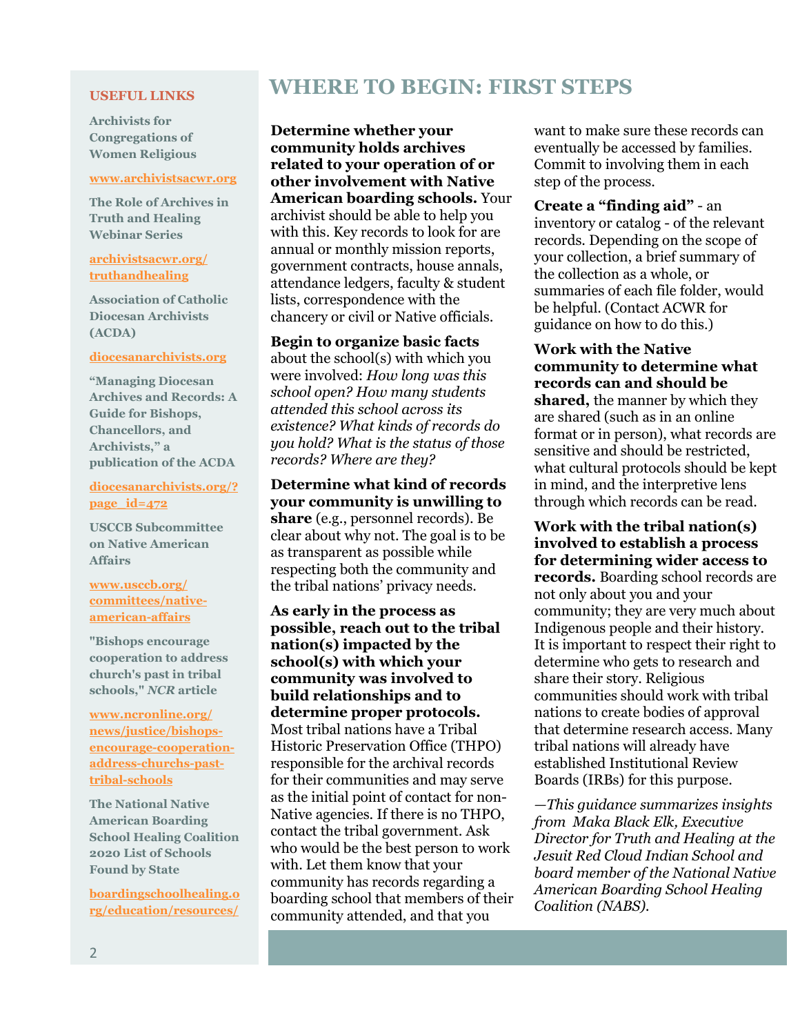## USEFUL LINKS

**Archivists for Congregations of Women Religious**

www.archivistsacwr.org

**The Role of Archives in Truth and Healing Webinar Series**

archivistsacwr.org/truthandhealing

**Association of Catholic Diocesan Archivists (ACDA)**

diocesanarchivists.org

**"Managing Diocesan Archives and Records: A Guide for Bishops, Chancellors, and Archivists," a publication of the ACDA**

diocesanarchivists.org/?page_id=472

**USCCB Subcommittee on Native American Affairs**

www.usccb.org/committees/native-american-affairs

**"Bishops encourage cooperation to address church's past in tribal schools,"** ***NCR*** **article**

www.ncronline.org/news/justice/bishops-encourage-cooperation-address-churchs-past-tribal-schools

**The National Native American Boarding School Healing Coalition 2020 List of Schools Found by State**

boardingschoolhealing.org/education/resources/

# WHERE TO BEGIN: FIRST STEPS

**Determine whether your community holds archives related to your operation of or other involvement with Native American boarding schools.** Your archivist should be able to help you with this. Key records to look for are annual or monthly mission reports, government contracts, house annals, attendance ledgers, faculty & student lists, correspondence with the chancery or civil or Native officials.

**Begin to organize basic facts** about the school(s) with which you were involved: *How long was this school open? How many students attended this school across its existence? What kinds of records do you hold? What is the status of those records? Where are they?*

**Determine what kind of records your community is unwilling to share** (e.g., personnel records). Be clear about why not. The goal is to be as transparent as possible while respecting both the community and the tribal nations' privacy needs.

**As early in the process as possible, reach out to the tribal nation(s) impacted by the school(s) with which your community was involved to build relationships and to determine proper protocols.** Most tribal nations have a Tribal Historic Preservation Office (THPO) responsible for the archival records for their communities and may serve as the initial point of contact for non-Native agencies. If there is no THPO, contact the tribal government. Ask who would be the best person to work with. Let them know that your community has records regarding a boarding school that members of their community attended, and that you want to make sure these records can eventually be accessed by families. Commit to involving them in each step of the process.

**Create a "finding aid"** - an inventory or catalog - of the relevant records. Depending on the scope of your collection, a brief summary of the collection as a whole, or summaries of each file folder, would be helpful. (Contact ACWR for guidance on how to do this.)

**Work with the Native community to determine what records can and should be shared,** the manner by which they are shared (such as in an online format or in person), what records are sensitive and should be restricted, what cultural protocols should be kept in mind, and the interpretive lens through which records can be read.

**Work with the tribal nation(s) involved to establish a process for determining wider access to records.** Boarding school records are not only about you and your community; they are very much about Indigenous people and their history. It is important to respect their right to determine who gets to research and share their story. Religious communities should work with tribal nations to create bodies of approval that determine research access. Many tribal nations will already have established Institutional Review Boards (IRBs) for this purpose.

*—This guidance summarizes insights from Maka Black Elk, Executive Director for Truth and Healing at the Jesuit Red Cloud Indian School and board member of the National Native American Boarding School Healing Coalition (NABS).*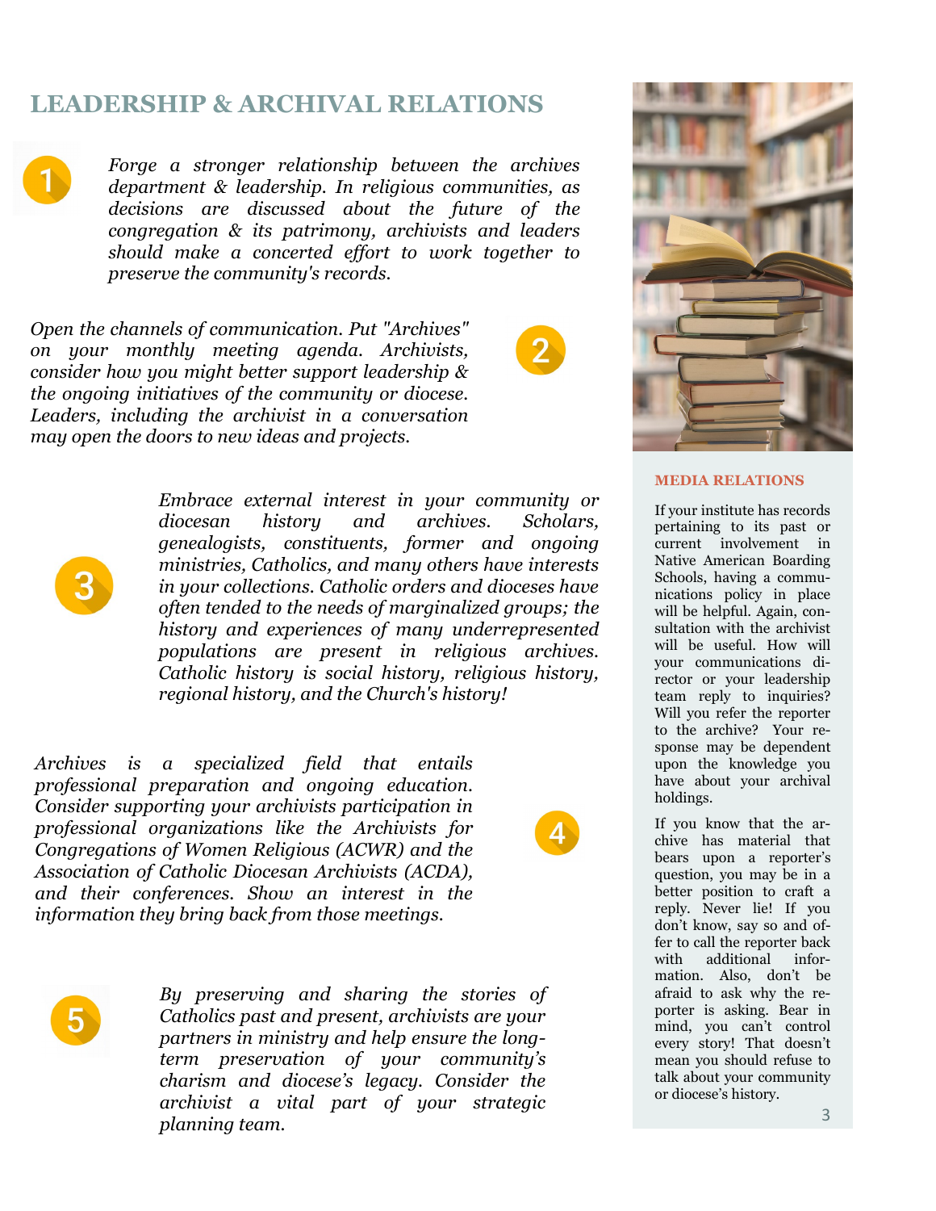## LEADERSHIP & ARCHIVAL RELATIONS

1. *Forge a stronger relationship between the archives department & leadership. In religious communities, as decisions are discussed about the future of the congregation & its patrimony, archivists and leaders should make a concerted effort to work together to preserve the community's records.*

2. *Open the channels of communication. Put "Archives" on your monthly meeting agenda. Archivists, consider how you might better support leadership & the ongoing initiatives of the community or diocese. Leaders, including the archivist in a conversation may open the doors to new ideas and projects.*

3. *Embrace external interest in your community or diocesan history and archives. Scholars, genealogists, constituents, former and ongoing ministries, Catholics, and many others have interests in your collections. Catholic orders and dioceses have often tended to the needs of marginalized groups; the history and experiences of many underrepresented populations are present in religious archives. Catholic history is social history, religious history, regional history, and the Church's history!*

4. *Archives is a specialized field that entails professional preparation and ongoing education. Consider supporting your archivists participation in professional organizations like the Archivists for Congregations of Women Religious (ACWR) and the Association of Catholic Diocesan Archivists (ACDA), and their conferences. Show an interest in the information they bring back from those meetings.*

5. *By preserving and sharing the stories of Catholics past and present, archivists are your partners in ministry and help ensure the long-term preservation of your community's charism and diocese's legacy. Consider the archivist a vital part of your strategic planning team.*

### MEDIA RELATIONS

If your institute has records pertaining to its past or current involvement in Native American Boarding Schools, having a communications policy in place will be helpful. Again, consultation with the archivist will be useful. How will your communications director or your leadership team reply to inquiries? Will you refer the reporter to the archive? Your response may be dependent upon the knowledge you have about your archival holdings.

If you know that the archive has material that bears upon a reporter's question, you may be in a better position to craft a reply. Never lie! If you don't know, say so and offer to call the reporter back with additional information. Also, don't be afraid to ask why the reporter is asking. Bear in mind, you can't control every story! That doesn't mean you should refuse to talk about your community or diocese's history.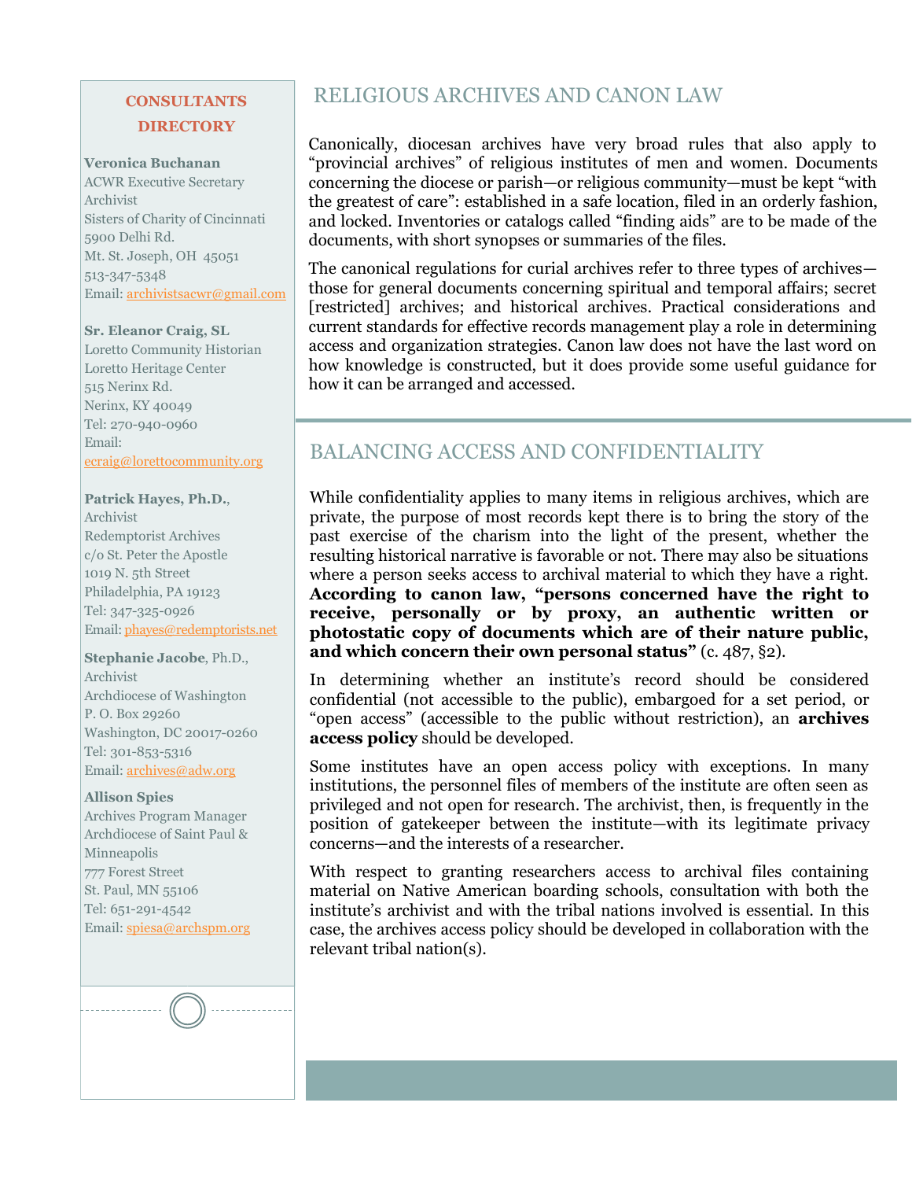## CONSULTANTS DIRECTORY

**Veronica Buchanan**
ACWR Executive Secretary
Archivist
Sisters of Charity of Cincinnati
5900 Delhi Rd.
Mt. St. Joseph, OH 45051
513-347-5348
Email: archivistsacwr@gmail.com

**Sr. Eleanor Craig, SL**
Loretto Community Historian
Loretto Heritage Center
515 Nerinx Rd.
Nerinx, KY 40049
Tel: 270-940-0960
Email: ecraig@lorettocommunity.org

**Patrick Hayes, Ph.D.**,
Archivist
Redemptorist Archives
c/o St. Peter the Apostle
1019 N. 5th Street
Philadelphia, PA 19123
Tel: 347-325-0926
Email: phayes@redemptorists.net

**Stephanie Jacobe**, Ph.D.,
Archivist
Archdiocese of Washington
P. O. Box 29260
Washington, DC 20017-0260
Tel: 301-853-5316
Email: archives@adw.org

**Allison Spies**
Archives Program Manager
Archdiocese of Saint Paul & Minneapolis
777 Forest Street
St. Paul, MN 55106
Tel: 651-291-4542
Email: spiesa@archspm.org

## RELIGIOUS ARCHIVES AND CANON LAW

Canonically, diocesan archives have very broad rules that also apply to "provincial archives" of religious institutes of men and women. Documents concerning the diocese or parish—or religious community—must be kept "with the greatest of care": established in a safe location, filed in an orderly fashion, and locked. Inventories or catalogs called "finding aids" are to be made of the documents, with short synopses or summaries of the files.

The canonical regulations for curial archives refer to three types of archives—those for general documents concerning spiritual and temporal affairs; secret [restricted] archives; and historical archives. Practical considerations and current standards for effective records management play a role in determining access and organization strategies. Canon law does not have the last word on how knowledge is constructed, but it does provide some useful guidance for how it can be arranged and accessed.

## BALANCING ACCESS AND CONFIDENTIALITY

While confidentiality applies to many items in religious archives, which are private, the purpose of most records kept there is to bring the story of the past exercise of the charism into the light of the present, whether the resulting historical narrative is favorable or not. There may also be situations where a person seeks access to archival material to which they have a right. **According to canon law, "persons concerned have the right to receive, personally or by proxy, an authentic written or photostatic copy of documents which are of their nature public, and which concern their own personal status"** (c. 487, §2).

In determining whether an institute's record should be considered confidential (not accessible to the public), embargoed for a set period, or "open access" (accessible to the public without restriction), an **archives access policy** should be developed.

Some institutes have an open access policy with exceptions. In many institutions, the personnel files of members of the institute are often seen as privileged and not open for research. The archivist, then, is frequently in the position of gatekeeper between the institute—with its legitimate privacy concerns—and the interests of a researcher.

With respect to granting researchers access to archival files containing material on Native American boarding schools, consultation with both the institute's archivist and with the tribal nations involved is essential. In this case, the archives access policy should be developed in collaboration with the relevant tribal nation(s).